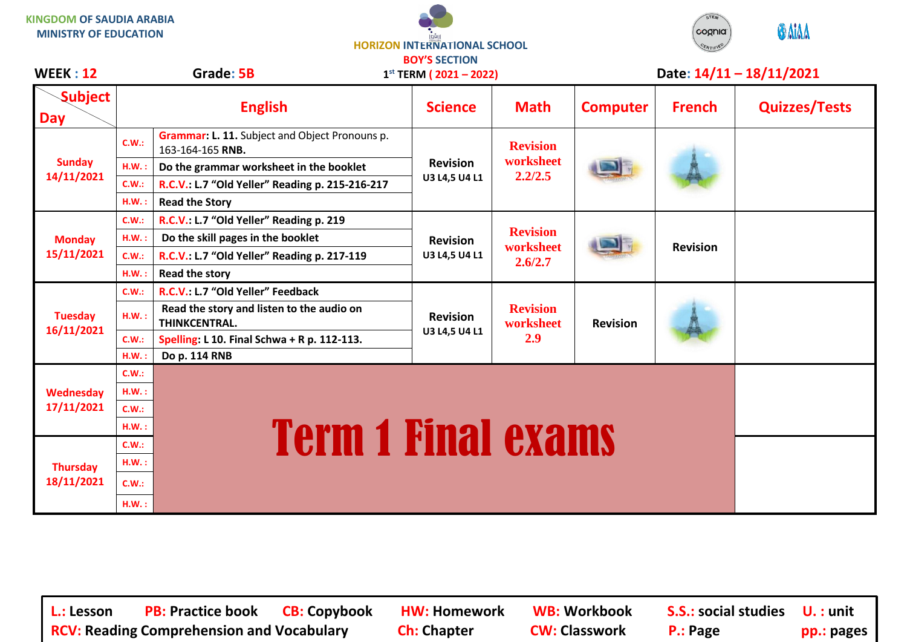KINGDOM OF SAUDIA ARABIA
MINISTRY OF EDUCATION

HORIZON INTERNATIONAL SCHOOL
BOY'S SECTION
1st TERM ( 2021 – 2022)

**WEEK : 12** **Grade: 5B** **Date: 14/11 – 18/11/2021**

| Subject / Day | | English | Science | Math | Computer | French | Quizzes/Tests |
|---|---|---|---|---|---|---|---|
| Sunday 14/11/2021 | C.W.: | Grammar: L. 11. Subject and Object Pronouns p. 163-164-165 RNB. | Revision U3 L4,5 U4 L1 | Revision worksheet 2.2/2.5 | | | |
| | H.W. : | Do the grammar worksheet in the booklet | | | | | |
| | C.W.: | R.C.V.: L.7 "Old Yeller" Reading p. 215-216-217 | | | | | |
| | H.W. : | Read the Story | | | | | |
| Monday 15/11/2021 | C.W.: | R.C.V.: L.7 "Old Yeller" Reading p. 219 | Revision U3 L4,5 U4 L1 | Revision worksheet 2.6/2.7 | | Revision | |
| | H.W. : | Do the skill pages in the booklet | | | | | |
| | C.W.: | R.C.V.: L.7 "Old Yeller" Reading p. 217-119 | | | | | |
| | H.W. : | Read the story | | | | | |
| Tuesday 16/11/2021 | C.W.: | R.C.V.: L.7 "Old Yeller" Feedback | Revision U3 L4,5 U4 L1 | Revision worksheet 2.9 | Revision | | |
| | H.W. : | Read the story and listen to the audio on THINKCENTRAL. | | | | | |
| | C.W.: | Spelling: L 10. Final Schwa + R p. 112-113. | | | | | |
| | H.W. : | Do p. 114 RNB | | | | | |
| Wednesday 17/11/2021 | C.W.: | Term 1 Final exams | | | | | |
| | H.W. : | | | | | | |
| | C.W.: | | | | | | |
| | H.W. : | | | | | | |
| Thursday 18/11/2021 | C.W.: | Term 1 Final exams | | | | | |
| | H.W. : | | | | | | |
| | C.W.: | | | | | | |
| | H.W. : | | | | | | |

L.: Lesson PB: Practice book CB: Copybook HW: Homework WB: Workbook S.S.: social studies U. : unit
RCV: Reading Comprehension and Vocabulary Ch: Chapter CW: Classwork P.: Page pp.: pages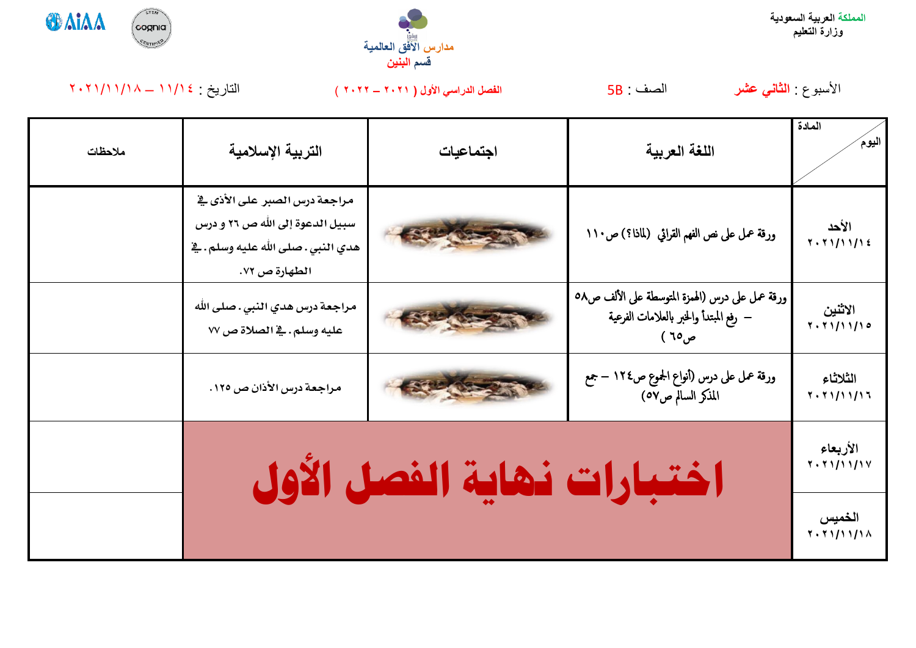المملكة العربية السعودية
وزارة التعليم

مدارس الأفق العالمية
قسم البنين

AiAA

cognia STEM CERTIFIED

الأسبوع : الثاني عشر　　　الصف : 5B　　　الفصل الدراسي الأول ( ٢٠٢١ – ٢٠٢٢ )　　　التاريخ : ١١/١٤ – ٢٠٢١/١١/١٨

| اليوم / المادة | اللغة العربية | اجتماعيات | التربية الإسلامية | ملاحظات |
|---|---|---|---|---|
| الأحد ٢٠٢١/١١/١٤ | ورقة عمل على نص الفهم القرائي (لماذا؟) ص١١٠ | | مراجعة درس الصبر على الأذى في سبيل الدعوة إلى الله ص ٢٦ و درس هدي النبي ـ صلى الله عليه وسلم ـ في الطهارة ص ٧٢. | |
| الاثنين ٢٠٢١/١١/١٥ | ورقة عمل على درس (الهمزة المتوسطة على الألف ص٥٨ – رفع المبتدأ والخبر بالعلامات الفرعية ص٦٥ ) | | مراجعة درس هدي النبي ـ صلى الله عليه وسلم ـ في الصلاة ص ٧٧ | |
| الثلاثاء ٢٠٢١/١١/١٦ | ورقة عمل على درس (أنواع الجموع ص١٢٤ – جمع المذكر السالم ص٥٧) | | مراجعة درس الأذان ص ١٢٥. | |
| الأربعاء ٢٠٢١/١١/١٧ | اختبارات نهاية الفصل الأول | | | |
| الخميس ٢٠٢١/١١/١٨ | اختبارات نهاية الفصل الأول | | | |